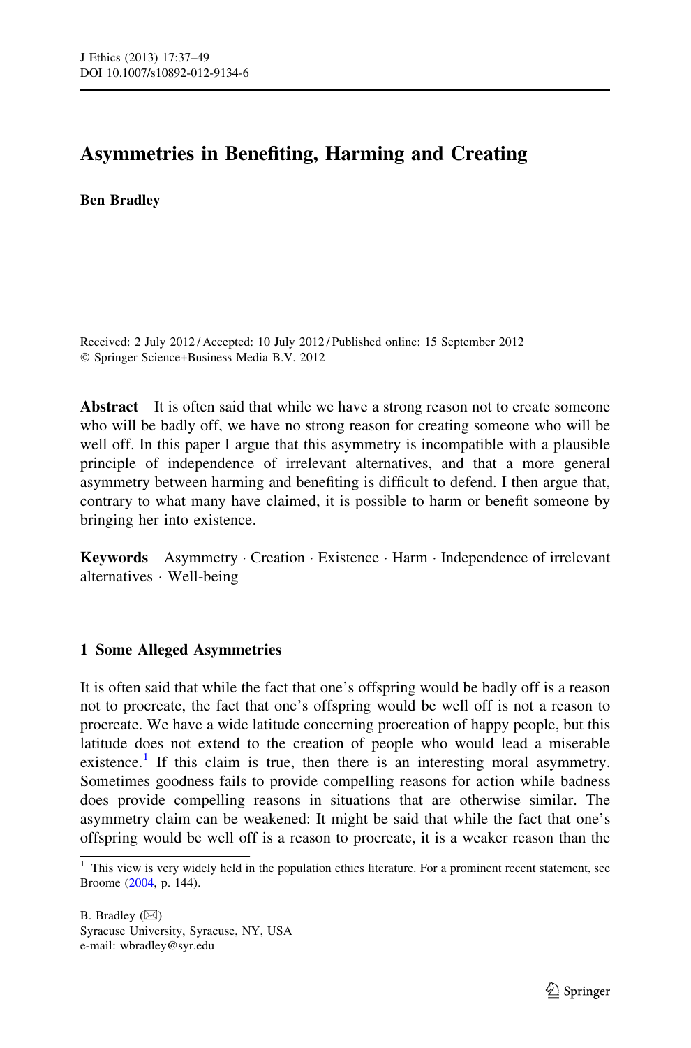# Asymmetries in Benefiting, Harming and Creating

**Ben Bradley**

Received: 2 July 2012 / Accepted: 10 July 2012 / Published online: 15 September 2012
© Springer Science+Business Media B.V. 2012

**Abstract** It is often said that while we have a strong reason not to create someone who will be badly off, we have no strong reason for creating someone who will be well off. In this paper I argue that this asymmetry is incompatible with a plausible principle of independence of irrelevant alternatives, and that a more general asymmetry between harming and benefiting is difficult to defend. I then argue that, contrary to what many have claimed, it is possible to harm or benefit someone by bringing her into existence.

**Keywords** Asymmetry · Creation · Existence · Harm · Independence of irrelevant alternatives · Well-being

## 1 Some Alleged Asymmetries

It is often said that while the fact that one's offspring would be badly off is a reason not to procreate, the fact that one's offspring would be well off is not a reason to procreate. We have a wide latitude concerning procreation of happy people, but this latitude does not extend to the creation of people who would lead a miserable existence.[1] If this claim is true, then there is an interesting moral asymmetry. Sometimes goodness fails to provide compelling reasons for action while badness does provide compelling reasons in situations that are otherwise similar. The asymmetry claim can be weakened: It might be said that while the fact that one's offspring would be well off is a reason to procreate, it is a weaker reason than the

[1] This view is very widely held in the population ethics literature. For a prominent recent statement, see Broome (2004, p. 144).

B. Bradley (✉)
Syracuse University, Syracuse, NY, USA
e-mail: wbradley@syr.edu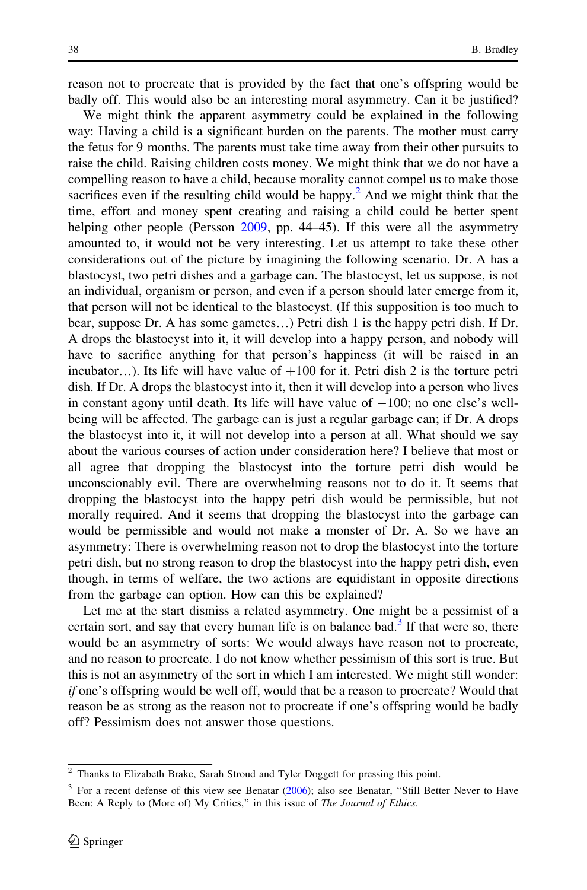reason not to procreate that is provided by the fact that one's offspring would be badly off. This would also be an interesting moral asymmetry. Can it be justified?

We might think the apparent asymmetry could be explained in the following way: Having a child is a significant burden on the parents. The mother must carry the fetus for 9 months. The parents must take time away from their other pursuits to raise the child. Raising children costs money. We might think that we do not have a compelling reason to have a child, because morality cannot compel us to make those sacrifices even if the resulting child would be happy.[2] And we might think that the time, effort and money spent creating and raising a child could be better spent helping other people (Persson 2009, pp. 44–45). If this were all the asymmetry amounted to, it would not be very interesting. Let us attempt to take these other considerations out of the picture by imagining the following scenario. Dr. A has a blastocyst, two petri dishes and a garbage can. The blastocyst, let us suppose, is not an individual, organism or person, and even if a person should later emerge from it, that person will not be identical to the blastocyst. (If this supposition is too much to bear, suppose Dr. A has some gametes…) Petri dish 1 is the happy petri dish. If Dr. A drops the blastocyst into it, it will develop into a happy person, and nobody will have to sacrifice anything for that person's happiness (it will be raised in an incubator…). Its life will have value of +100 for it. Petri dish 2 is the torture petri dish. If Dr. A drops the blastocyst into it, then it will develop into a person who lives in constant agony until death. Its life will have value of −100; no one else's well-being will be affected. The garbage can is just a regular garbage can; if Dr. A drops the blastocyst into it, it will not develop into a person at all. What should we say about the various courses of action under consideration here? I believe that most or all agree that dropping the blastocyst into the torture petri dish would be unconscionably evil. There are overwhelming reasons not to do it. It seems that dropping the blastocyst into the happy petri dish would be permissible, but not morally required. And it seems that dropping the blastocyst into the garbage can would be permissible and would not make a monster of Dr. A. So we have an asymmetry: There is overwhelming reason not to drop the blastocyst into the torture petri dish, but no strong reason to drop the blastocyst into the happy petri dish, even though, in terms of welfare, the two actions are equidistant in opposite directions from the garbage can option. How can this be explained?

Let me at the start dismiss a related asymmetry. One might be a pessimist of a certain sort, and say that every human life is on balance bad.[3] If that were so, there would be an asymmetry of sorts: We would always have reason not to procreate, and no reason to procreate. I do not know whether pessimism of this sort is true. But this is not an asymmetry of the sort in which I am interested. We might still wonder: *if* one's offspring would be well off, would that be a reason to procreate? Would that reason be as strong as the reason not to procreate if one's offspring would be badly off? Pessimism does not answer those questions.

---

[2] Thanks to Elizabeth Brake, Sarah Stroud and Tyler Doggett for pressing this point.

[3] For a recent defense of this view see Benatar (2006); also see Benatar, "Still Better Never to Have Been: A Reply to (More of) My Critics," in this issue of *The Journal of Ethics*.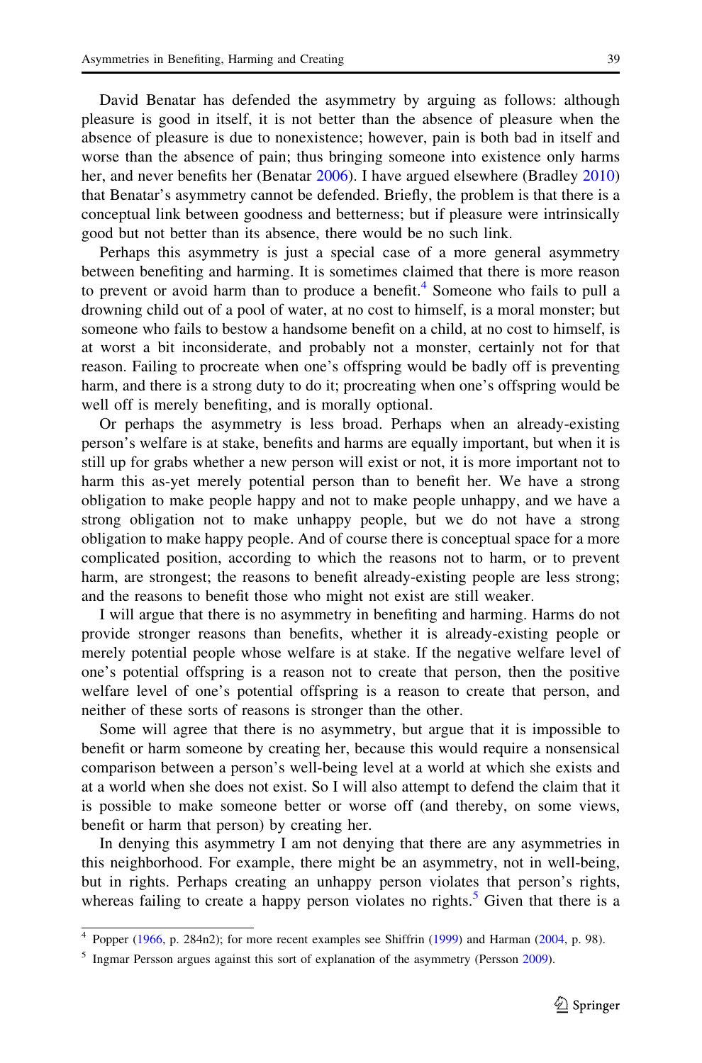David Benatar has defended the asymmetry by arguing as follows: although pleasure is good in itself, it is not better than the absence of pleasure when the absence of pleasure is due to nonexistence; however, pain is both bad in itself and worse than the absence of pain; thus bringing someone into existence only harms her, and never benefits her (Benatar 2006). I have argued elsewhere (Bradley 2010) that Benatar's asymmetry cannot be defended. Briefly, the problem is that there is a conceptual link between goodness and betterness; but if pleasure were intrinsically good but not better than its absence, there would be no such link.

Perhaps this asymmetry is just a special case of a more general asymmetry between benefiting and harming. It is sometimes claimed that there is more reason to prevent or avoid harm than to produce a benefit.[4] Someone who fails to pull a drowning child out of a pool of water, at no cost to himself, is a moral monster; but someone who fails to bestow a handsome benefit on a child, at no cost to himself, is at worst a bit inconsiderate, and probably not a monster, certainly not for that reason. Failing to procreate when one's offspring would be badly off is preventing harm, and there is a strong duty to do it; procreating when one's offspring would be well off is merely benefiting, and is morally optional.

Or perhaps the asymmetry is less broad. Perhaps when an already-existing person's welfare is at stake, benefits and harms are equally important, but when it is still up for grabs whether a new person will exist or not, it is more important not to harm this as-yet merely potential person than to benefit her. We have a strong obligation to make people happy and not to make people unhappy, and we have a strong obligation not to make unhappy people, but we do not have a strong obligation to make happy people. And of course there is conceptual space for a more complicated position, according to which the reasons not to harm, or to prevent harm, are strongest; the reasons to benefit already-existing people are less strong; and the reasons to benefit those who might not exist are still weaker.

I will argue that there is no asymmetry in benefiting and harming. Harms do not provide stronger reasons than benefits, whether it is already-existing people or merely potential people whose welfare is at stake. If the negative welfare level of one's potential offspring is a reason not to create that person, then the positive welfare level of one's potential offspring is a reason to create that person, and neither of these sorts of reasons is stronger than the other.

Some will agree that there is no asymmetry, but argue that it is impossible to benefit or harm someone by creating her, because this would require a nonsensical comparison between a person's well-being level at a world at which she exists and at a world when she does not exist. So I will also attempt to defend the claim that it is possible to make someone better or worse off (and thereby, on some views, benefit or harm that person) by creating her.

In denying this asymmetry I am not denying that there are any asymmetries in this neighborhood. For example, there might be an asymmetry, not in well-being, but in rights. Perhaps creating an unhappy person violates that person's rights, whereas failing to create a happy person violates no rights.[5] Given that there is a

---

[4] Popper (1966, p. 284n2); for more recent examples see Shiffrin (1999) and Harman (2004, p. 98).

[5] Ingmar Persson argues against this sort of explanation of the asymmetry (Persson 2009).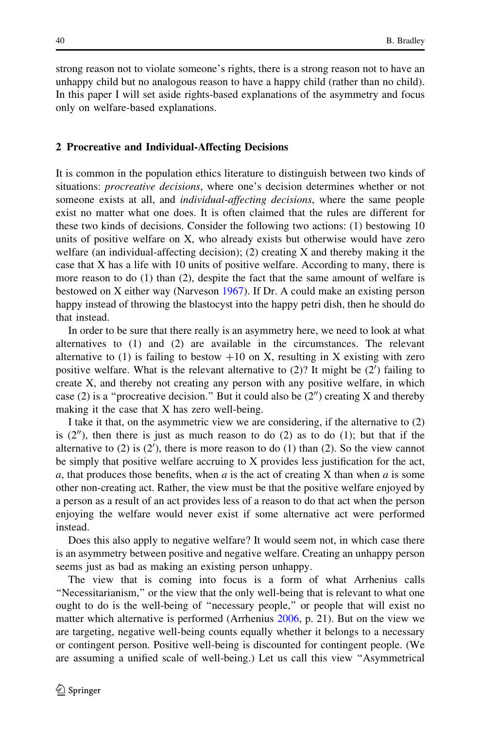strong reason not to violate someone's rights, there is a strong reason not to have an unhappy child but no analogous reason to have a happy child (rather than no child). In this paper I will set aside rights-based explanations of the asymmetry and focus only on welfare-based explanations.

## 2 Procreative and Individual-Affecting Decisions

It is common in the population ethics literature to distinguish between two kinds of situations: *procreative decisions*, where one's decision determines whether or not someone exists at all, and *individual-affecting decisions*, where the same people exist no matter what one does. It is often claimed that the rules are different for these two kinds of decisions. Consider the following two actions: (1) bestowing 10 units of positive welfare on X, who already exists but otherwise would have zero welfare (an individual-affecting decision); (2) creating X and thereby making it the case that X has a life with 10 units of positive welfare. According to many, there is more reason to do (1) than (2), despite the fact that the same amount of welfare is bestowed on X either way (Narveson 1967). If Dr. A could make an existing person happy instead of throwing the blastocyst into the happy petri dish, then he should do that instead.

In order to be sure that there really is an asymmetry here, we need to look at what alternatives to (1) and (2) are available in the circumstances. The relevant alternative to (1) is failing to bestow +10 on X, resulting in X existing with zero positive welfare. What is the relevant alternative to (2)? It might be (2′) failing to create X, and thereby not creating any person with any positive welfare, in which case (2) is a "procreative decision." But it could also be (2″) creating X and thereby making it the case that X has zero well-being.

I take it that, on the asymmetric view we are considering, if the alternative to (2) is (2″), then there is just as much reason to do (2) as to do (1); but that if the alternative to (2) is (2′), there is more reason to do (1) than (2). So the view cannot be simply that positive welfare accruing to X provides less justification for the act, *a*, that produces those benefits, when *a* is the act of creating X than when *a* is some other non-creating act. Rather, the view must be that the positive welfare enjoyed by a person as a result of an act provides less of a reason to do that act when the person enjoying the welfare would never exist if some alternative act were performed instead.

Does this also apply to negative welfare? It would seem not, in which case there is an asymmetry between positive and negative welfare. Creating an unhappy person seems just as bad as making an existing person unhappy.

The view that is coming into focus is a form of what Arrhenius calls "Necessitarianism," or the view that the only well-being that is relevant to what one ought to do is the well-being of "necessary people," or people that will exist no matter which alternative is performed (Arrhenius 2006, p. 21). But on the view we are targeting, negative well-being counts equally whether it belongs to a necessary or contingent person. Positive well-being is discounted for contingent people. (We are assuming a unified scale of well-being.) Let us call this view "Asymmetrical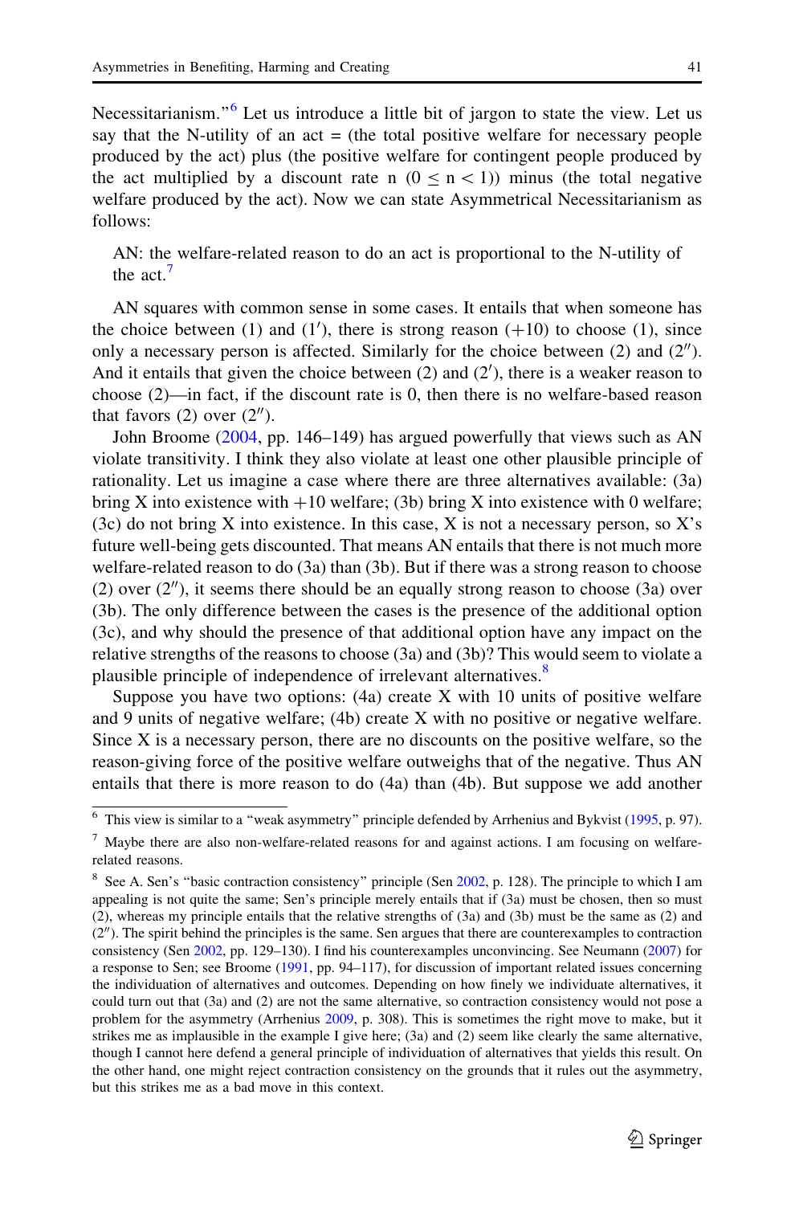Necessitarianism."[6] Let us introduce a little bit of jargon to state the view. Let us say that the N-utility of an act = (the total positive welfare for necessary people produced by the act) plus (the positive welfare for contingent people produced by the act multiplied by a discount rate n ($0 \leq n < 1$)) minus (the total negative welfare produced by the act). Now we can state Asymmetrical Necessitarianism as follows:

> AN: the welfare-related reason to do an act is proportional to the N-utility of the act.[7]

AN squares with common sense in some cases. It entails that when someone has the choice between (1) and (1′), there is strong reason (+10) to choose (1), since only a necessary person is affected. Similarly for the choice between (2) and (2″). And it entails that given the choice between (2) and (2′), there is a weaker reason to choose (2)—in fact, if the discount rate is 0, then there is no welfare-based reason that favors (2) over (2″).

John Broome (2004, pp. 146–149) has argued powerfully that views such as AN violate transitivity. I think they also violate at least one other plausible principle of rationality. Let us imagine a case where there are three alternatives available: (3a) bring X into existence with +10 welfare; (3b) bring X into existence with 0 welfare; (3c) do not bring X into existence. In this case, X is not a necessary person, so X's future well-being gets discounted. That means AN entails that there is not much more welfare-related reason to do (3a) than (3b). But if there was a strong reason to choose (2) over (2″), it seems there should be an equally strong reason to choose (3a) over (3b). The only difference between the cases is the presence of the additional option (3c), and why should the presence of that additional option have any impact on the relative strengths of the reasons to choose (3a) and (3b)? This would seem to violate a plausible principle of independence of irrelevant alternatives.[8]

Suppose you have two options: (4a) create X with 10 units of positive welfare and 9 units of negative welfare; (4b) create X with no positive or negative welfare. Since X is a necessary person, there are no discounts on the positive welfare, so the reason-giving force of the positive welfare outweighs that of the negative. Thus AN entails that there is more reason to do (4a) than (4b). But suppose we add another

---

[6] This view is similar to a "weak asymmetry" principle defended by Arrhenius and Bykvist (1995, p. 97).

[7] Maybe there are also non-welfare-related reasons for and against actions. I am focusing on welfare-related reasons.

[8] See A. Sen's "basic contraction consistency" principle (Sen 2002, p. 128). The principle to which I am appealing is not quite the same; Sen's principle merely entails that if (3a) must be chosen, then so must (2), whereas my principle entails that the relative strengths of (3a) and (3b) must be the same as (2) and (2″). The spirit behind the principles is the same. Sen argues that there are counterexamples to contraction consistency (Sen 2002, pp. 129–130). I find his counterexamples unconvincing. See Neumann (2007) for a response to Sen; see Broome (1991, pp. 94–117), for discussion of important related issues concerning the individuation of alternatives and outcomes. Depending on how finely we individuate alternatives, it could turn out that (3a) and (2) are not the same alternative, so contraction consistency would not pose a problem for the asymmetry (Arrhenius 2009, p. 308). This is sometimes the right move to make, but it strikes me as implausible in the example I give here; (3a) and (2) seem like clearly the same alternative, though I cannot here defend a general principle of individuation of alternatives that yields this result. On the other hand, one might reject contraction consistency on the grounds that it rules out the asymmetry, but this strikes me as a bad move in this context.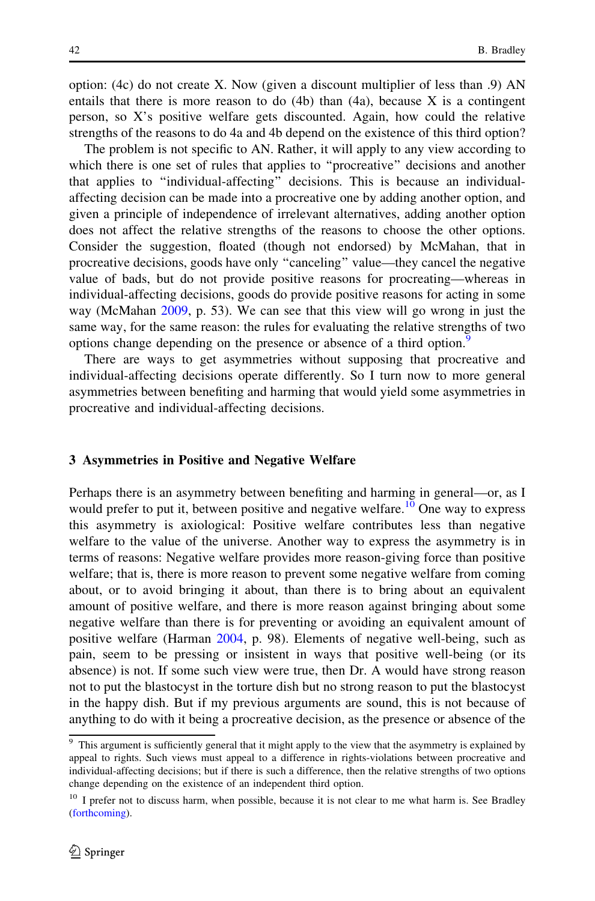option: (4c) do not create X. Now (given a discount multiplier of less than .9) AN entails that there is more reason to do (4b) than (4a), because X is a contingent person, so X's positive welfare gets discounted. Again, how could the relative strengths of the reasons to do 4a and 4b depend on the existence of this third option?

The problem is not specific to AN. Rather, it will apply to any view according to which there is one set of rules that applies to "procreative" decisions and another that applies to "individual-affecting" decisions. This is because an individual-affecting decision can be made into a procreative one by adding another option, and given a principle of independence of irrelevant alternatives, adding another option does not affect the relative strengths of the reasons to choose the other options. Consider the suggestion, floated (though not endorsed) by McMahan, that in procreative decisions, goods have only "canceling" value—they cancel the negative value of bads, but do not provide positive reasons for procreating—whereas in individual-affecting decisions, goods do provide positive reasons for acting in some way (McMahan 2009, p. 53). We can see that this view will go wrong in just the same way, for the same reason: the rules for evaluating the relative strengths of two options change depending on the presence or absence of a third option.[9]

There are ways to get asymmetries without supposing that procreative and individual-affecting decisions operate differently. So I turn now to more general asymmetries between benefiting and harming that would yield some asymmetries in procreative and individual-affecting decisions.

## 3 Asymmetries in Positive and Negative Welfare

Perhaps there is an asymmetry between benefiting and harming in general—or, as I would prefer to put it, between positive and negative welfare.[10] One way to express this asymmetry is axiological: Positive welfare contributes less than negative welfare to the value of the universe. Another way to express the asymmetry is in terms of reasons: Negative welfare provides more reason-giving force than positive welfare; that is, there is more reason to prevent some negative welfare from coming about, or to avoid bringing it about, than there is to bring about an equivalent amount of positive welfare, and there is more reason against bringing about some negative welfare than there is for preventing or avoiding an equivalent amount of positive welfare (Harman 2004, p. 98). Elements of negative well-being, such as pain, seem to be pressing or insistent in ways that positive well-being (or its absence) is not. If some such view were true, then Dr. A would have strong reason not to put the blastocyst in the torture dish but no strong reason to put the blastocyst in the happy dish. But if my previous arguments are sound, this is not because of anything to do with it being a procreative decision, as the presence or absence of the

[9] This argument is sufficiently general that it might apply to the view that the asymmetry is explained by appeal to rights. Such views must appeal to a difference in rights-violations between procreative and individual-affecting decisions; but if there is such a difference, then the relative strengths of two options change depending on the existence of an independent third option.

[10] I prefer not to discuss harm, when possible, because it is not clear to me what harm is. See Bradley (forthcoming).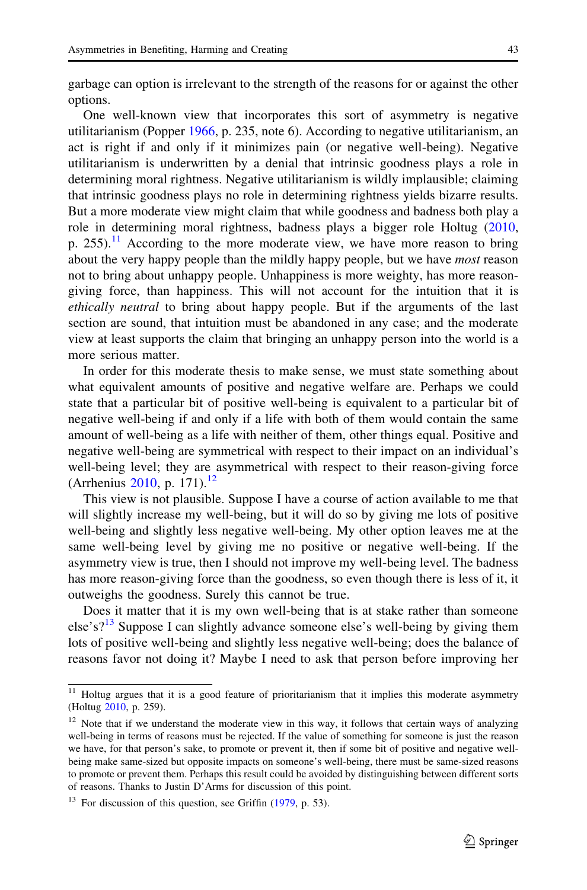garbage can option is irrelevant to the strength of the reasons for or against the other options.

One well-known view that incorporates this sort of asymmetry is negative utilitarianism (Popper 1966, p. 235, note 6). According to negative utilitarianism, an act is right if and only if it minimizes pain (or negative well-being). Negative utilitarianism is underwritten by a denial that intrinsic goodness plays a role in determining moral rightness. Negative utilitarianism is wildly implausible; claiming that intrinsic goodness plays no role in determining rightness yields bizarre results. But a more moderate view might claim that while goodness and badness both play a role in determining moral rightness, badness plays a bigger role Holtug (2010, p. 255).[11] According to the more moderate view, we have more reason to bring about the very happy people than the mildly happy people, but we have *most* reason not to bring about unhappy people. Unhappiness is more weighty, has more reason-giving force, than happiness. This will not account for the intuition that it is *ethically neutral* to bring about happy people. But if the arguments of the last section are sound, that intuition must be abandoned in any case; and the moderate view at least supports the claim that bringing an unhappy person into the world is a more serious matter.

In order for this moderate thesis to make sense, we must state something about what equivalent amounts of positive and negative welfare are. Perhaps we could state that a particular bit of positive well-being is equivalent to a particular bit of negative well-being if and only if a life with both of them would contain the same amount of well-being as a life with neither of them, other things equal. Positive and negative well-being are symmetrical with respect to their impact on an individual's well-being level; they are asymmetrical with respect to their reason-giving force (Arrhenius 2010, p. 171).[12]

This view is not plausible. Suppose I have a course of action available to me that will slightly increase my well-being, but it will do so by giving me lots of positive well-being and slightly less negative well-being. My other option leaves me at the same well-being level by giving me no positive or negative well-being. If the asymmetry view is true, then I should not improve my well-being level. The badness has more reason-giving force than the goodness, so even though there is less of it, it outweighs the goodness. Surely this cannot be true.

Does it matter that it is my own well-being that is at stake rather than someone else's?[13] Suppose I can slightly advance someone else's well-being by giving them lots of positive well-being and slightly less negative well-being; does the balance of reasons favor not doing it? Maybe I need to ask that person before improving her

---

[11] Holtug argues that it is a good feature of prioritarianism that it implies this moderate asymmetry (Holtug 2010, p. 259).

[12] Note that if we understand the moderate view in this way, it follows that certain ways of analyzing well-being in terms of reasons must be rejected. If the value of something for someone is just the reason we have, for that person's sake, to promote or prevent it, then if some bit of positive and negative well-being make same-sized but opposite impacts on someone's well-being, there must be same-sized reasons to promote or prevent them. Perhaps this result could be avoided by distinguishing between different sorts of reasons. Thanks to Justin D'Arms for discussion of this point.

[13] For discussion of this question, see Griffin (1979, p. 53).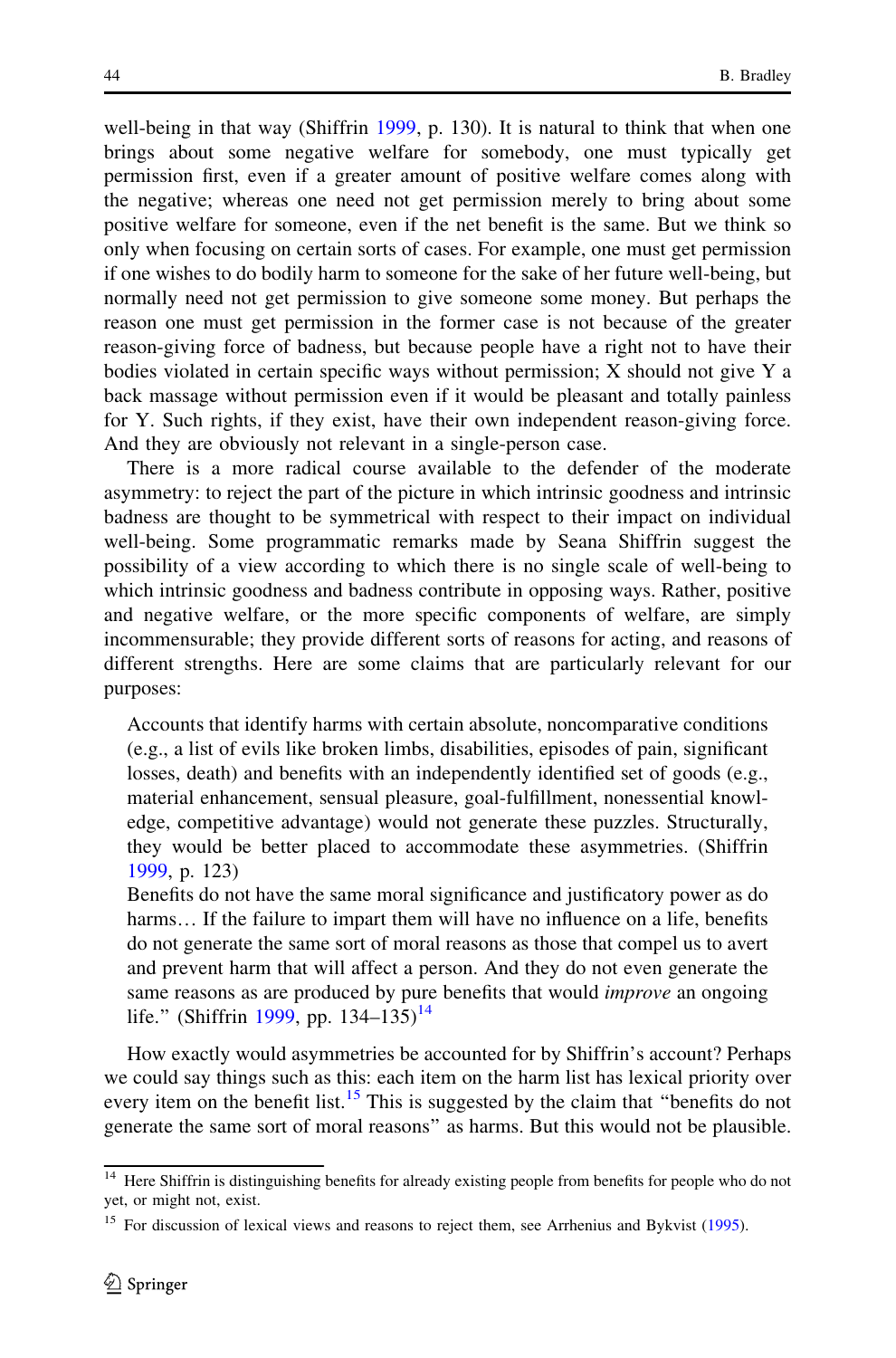well-being in that way (Shiffrin 1999, p. 130). It is natural to think that when one brings about some negative welfare for somebody, one must typically get permission first, even if a greater amount of positive welfare comes along with the negative; whereas one need not get permission merely to bring about some positive welfare for someone, even if the net benefit is the same. But we think so only when focusing on certain sorts of cases. For example, one must get permission if one wishes to do bodily harm to someone for the sake of her future well-being, but normally need not get permission to give someone some money. But perhaps the reason one must get permission in the former case is not because of the greater reason-giving force of badness, but because people have a right not to have their bodies violated in certain specific ways without permission; X should not give Y a back massage without permission even if it would be pleasant and totally painless for Y. Such rights, if they exist, have their own independent reason-giving force. And they are obviously not relevant in a single-person case.

There is a more radical course available to the defender of the moderate asymmetry: to reject the part of the picture in which intrinsic goodness and intrinsic badness are thought to be symmetrical with respect to their impact on individual well-being. Some programmatic remarks made by Seana Shiffrin suggest the possibility of a view according to which there is no single scale of well-being to which intrinsic goodness and badness contribute in opposing ways. Rather, positive and negative welfare, or the more specific components of welfare, are simply incommensurable; they provide different sorts of reasons for acting, and reasons of different strengths. Here are some claims that are particularly relevant for our purposes:

> Accounts that identify harms with certain absolute, noncomparative conditions (e.g., a list of evils like broken limbs, disabilities, episodes of pain, significant losses, death) and benefits with an independently identified set of goods (e.g., material enhancement, sensual pleasure, goal-fulfillment, nonessential knowledge, competitive advantage) would not generate these puzzles. Structurally, they would be better placed to accommodate these asymmetries. (Shiffrin 1999, p. 123)
>
> Benefits do not have the same moral significance and justificatory power as do harms… If the failure to impart them will have no influence on a life, benefits do not generate the same sort of moral reasons as those that compel us to avert and prevent harm that will affect a person. And they do not even generate the same reasons as are produced by pure benefits that would *improve* an ongoing life." (Shiffrin 1999, pp. 134–135)[14]

How exactly would asymmetries be accounted for by Shiffrin's account? Perhaps we could say things such as this: each item on the harm list has lexical priority over every item on the benefit list.[15] This is suggested by the claim that "benefits do not generate the same sort of moral reasons" as harms. But this would not be plausible.

---

[14] Here Shiffrin is distinguishing benefits for already existing people from benefits for people who do not yet, or might not, exist.

[15] For discussion of lexical views and reasons to reject them, see Arrhenius and Bykvist (1995).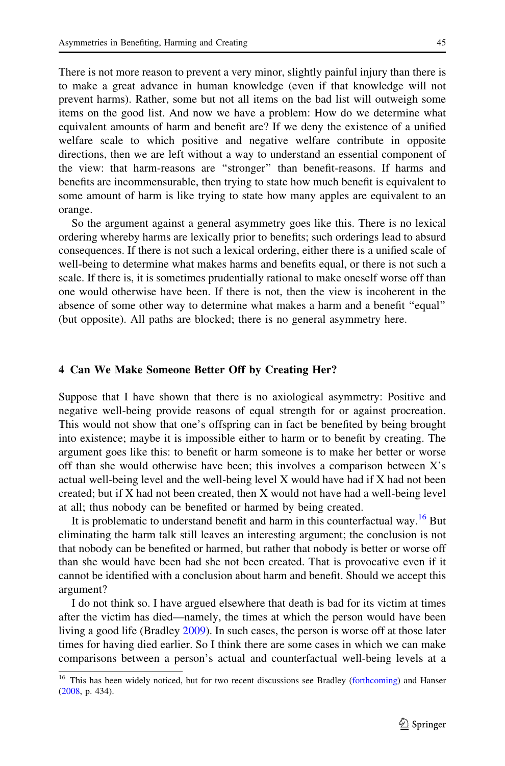There is not more reason to prevent a very minor, slightly painful injury than there is to make a great advance in human knowledge (even if that knowledge will not prevent harms). Rather, some but not all items on the bad list will outweigh some items on the good list. And now we have a problem: How do we determine what equivalent amounts of harm and benefit are? If we deny the existence of a unified welfare scale to which positive and negative welfare contribute in opposite directions, then we are left without a way to understand an essential component of the view: that harm-reasons are "stronger" than benefit-reasons. If harms and benefits are incommensurable, then trying to state how much benefit is equivalent to some amount of harm is like trying to state how many apples are equivalent to an orange.

So the argument against a general asymmetry goes like this. There is no lexical ordering whereby harms are lexically prior to benefits; such orderings lead to absurd consequences. If there is not such a lexical ordering, either there is a unified scale of well-being to determine what makes harms and benefits equal, or there is not such a scale. If there is, it is sometimes prudentially rational to make oneself worse off than one would otherwise have been. If there is not, then the view is incoherent in the absence of some other way to determine what makes a harm and a benefit "equal" (but opposite). All paths are blocked; there is no general asymmetry here.

## 4 Can We Make Someone Better Off by Creating Her?

Suppose that I have shown that there is no axiological asymmetry: Positive and negative well-being provide reasons of equal strength for or against procreation. This would not show that one's offspring can in fact be benefited by being brought into existence; maybe it is impossible either to harm or to benefit by creating. The argument goes like this: to benefit or harm someone is to make her better or worse off than she would otherwise have been; this involves a comparison between X's actual well-being level and the well-being level X would have had if X had not been created; but if X had not been created, then X would not have had a well-being level at all; thus nobody can be benefited or harmed by being created.

It is problematic to understand benefit and harm in this counterfactual way.[16] But eliminating the harm talk still leaves an interesting argument; the conclusion is not that nobody can be benefited or harmed, but rather that nobody is better or worse off than she would have been had she not been created. That is provocative even if it cannot be identified with a conclusion about harm and benefit. Should we accept this argument?

I do not think so. I have argued elsewhere that death is bad for its victim at times after the victim has died—namely, the times at which the person would have been living a good life (Bradley 2009). In such cases, the person is worse off at those later times for having died earlier. So I think there are some cases in which we can make comparisons between a person's actual and counterfactual well-being levels at a

[16] This has been widely noticed, but for two recent discussions see Bradley (forthcoming) and Hanser (2008, p. 434).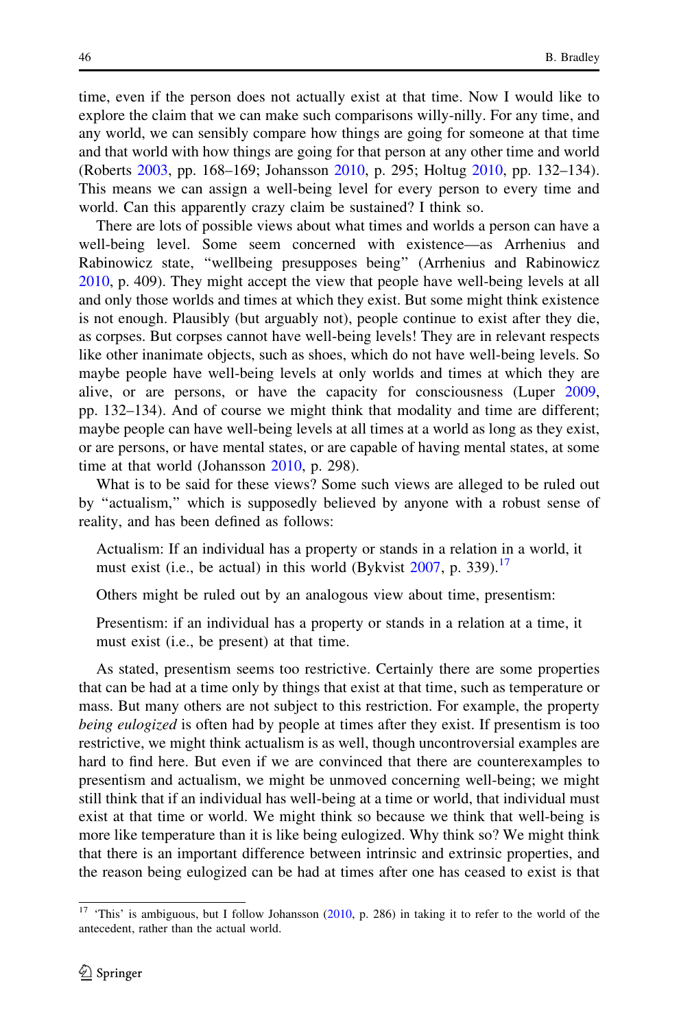time, even if the person does not actually exist at that time. Now I would like to explore the claim that we can make such comparisons willy-nilly. For any time, and any world, we can sensibly compare how things are going for someone at that time and that world with how things are going for that person at any other time and world (Roberts 2003, pp. 168–169; Johansson 2010, p. 295; Holtug 2010, pp. 132–134). This means we can assign a well-being level for every person to every time and world. Can this apparently crazy claim be sustained? I think so.

There are lots of possible views about what times and worlds a person can have a well-being level. Some seem concerned with existence—as Arrhenius and Rabinowicz state, "wellbeing presupposes being" (Arrhenius and Rabinowicz 2010, p. 409). They might accept the view that people have well-being levels at all and only those worlds and times at which they exist. But some might think existence is not enough. Plausibly (but arguably not), people continue to exist after they die, as corpses. But corpses cannot have well-being levels! They are in relevant respects like other inanimate objects, such as shoes, which do not have well-being levels. So maybe people have well-being levels at only worlds and times at which they are alive, or are persons, or have the capacity for consciousness (Luper 2009, pp. 132–134). And of course we might think that modality and time are different; maybe people can have well-being levels at all times at a world as long as they exist, or are persons, or have mental states, or are capable of having mental states, at some time at that world (Johansson 2010, p. 298).

What is to be said for these views? Some such views are alleged to be ruled out by "actualism," which is supposedly believed by anyone with a robust sense of reality, and has been defined as follows:

> Actualism: If an individual has a property or stands in a relation in a world, it must exist (i.e., be actual) in this world (Bykvist 2007, p. 339).[17]

Others might be ruled out by an analogous view about time, presentism:

> Presentism: if an individual has a property or stands in a relation at a time, it must exist (i.e., be present) at that time.

As stated, presentism seems too restrictive. Certainly there are some properties that can be had at a time only by things that exist at that time, such as temperature or mass. But many others are not subject to this restriction. For example, the property *being eulogized* is often had by people at times after they exist. If presentism is too restrictive, we might think actualism is as well, though uncontroversial examples are hard to find here. But even if we are convinced that there are counterexamples to presentism and actualism, we might be unmoved concerning well-being; we might still think that if an individual has well-being at a time or world, that individual must exist at that time or world. We might think so because we think that well-being is more like temperature than it is like being eulogized. Why think so? We might think that there is an important difference between intrinsic and extrinsic properties, and the reason being eulogized can be had at times after one has ceased to exist is that

---

[17] 'This' is ambiguous, but I follow Johansson (2010, p. 286) in taking it to refer to the world of the antecedent, rather than the actual world.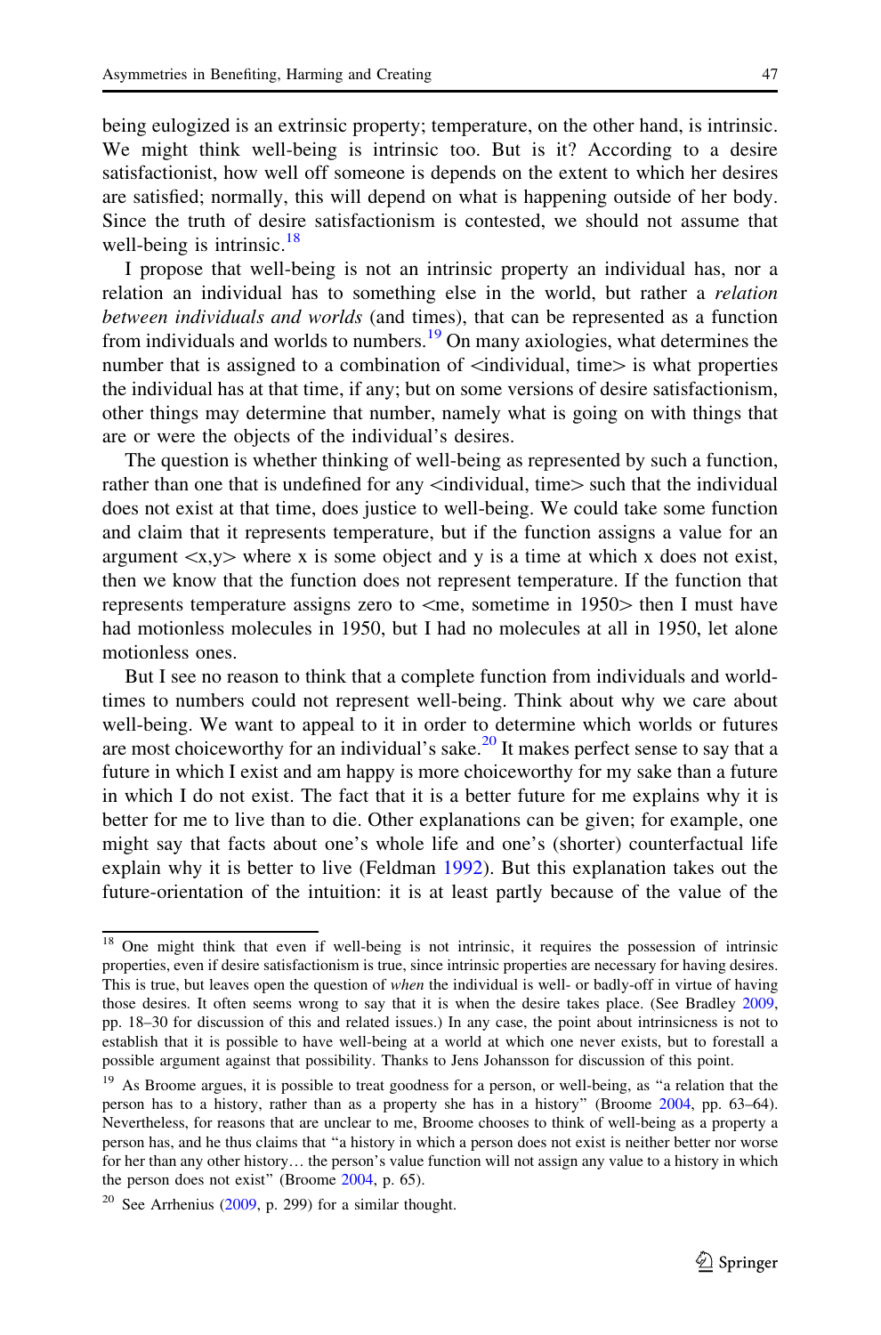being eulogized is an extrinsic property; temperature, on the other hand, is intrinsic. We might think well-being is intrinsic too. But is it? According to a desire satisfactionist, how well off someone is depends on the extent to which her desires are satisfied; normally, this will depend on what is happening outside of her body. Since the truth of desire satisfactionism is contested, we should not assume that well-being is intrinsic.[18]

I propose that well-being is not an intrinsic property an individual has, nor a relation an individual has to something else in the world, but rather a *relation between individuals and worlds* (and times), that can be represented as a function from individuals and worlds to numbers.[19] On many axiologies, what determines the number that is assigned to a combination of <individual, time> is what properties the individual has at that time, if any; but on some versions of desire satisfactionism, other things may determine that number, namely what is going on with things that are or were the objects of the individual's desires.

The question is whether thinking of well-being as represented by such a function, rather than one that is undefined for any <individual, time> such that the individual does not exist at that time, does justice to well-being. We could take some function and claim that it represents temperature, but if the function assigns a value for an argument <x,y> where x is some object and y is a time at which x does not exist, then we know that the function does not represent temperature. If the function that represents temperature assigns zero to <me, sometime in 1950> then I must have had motionless molecules in 1950, but I had no molecules at all in 1950, let alone motionless ones.

But I see no reason to think that a complete function from individuals and world-times to numbers could not represent well-being. Think about why we care about well-being. We want to appeal to it in order to determine which worlds or futures are most choiceworthy for an individual's sake.[20] It makes perfect sense to say that a future in which I exist and am happy is more choiceworthy for my sake than a future in which I do not exist. The fact that it is a better future for me explains why it is better for me to live than to die. Other explanations can be given; for example, one might say that facts about one's whole life and one's (shorter) counterfactual life explain why it is better to live (Feldman 1992). But this explanation takes out the future-orientation of the intuition: it is at least partly because of the value of the

---

[18] One might think that even if well-being is not intrinsic, it requires the possession of intrinsic properties, even if desire satisfactionism is true, since intrinsic properties are necessary for having desires. This is true, but leaves open the question of *when* the individual is well- or badly-off in virtue of having those desires. It often seems wrong to say that it is when the desire takes place. (See Bradley 2009, pp. 18–30 for discussion of this and related issues.) In any case, the point about intrinsicness is not to establish that it is possible to have well-being at a world at which one never exists, but to forestall a possible argument against that possibility. Thanks to Jens Johansson for discussion of this point.

[19] As Broome argues, it is possible to treat goodness for a person, or well-being, as "a relation that the person has to a history, rather than as a property she has in a history" (Broome 2004, pp. 63–64). Nevertheless, for reasons that are unclear to me, Broome chooses to think of well-being as a property a person has, and he thus claims that "a history in which a person does not exist is neither better nor worse for her than any other history… the person's value function will not assign any value to a history in which the person does not exist" (Broome 2004, p. 65).

[20] See Arrhenius (2009, p. 299) for a similar thought.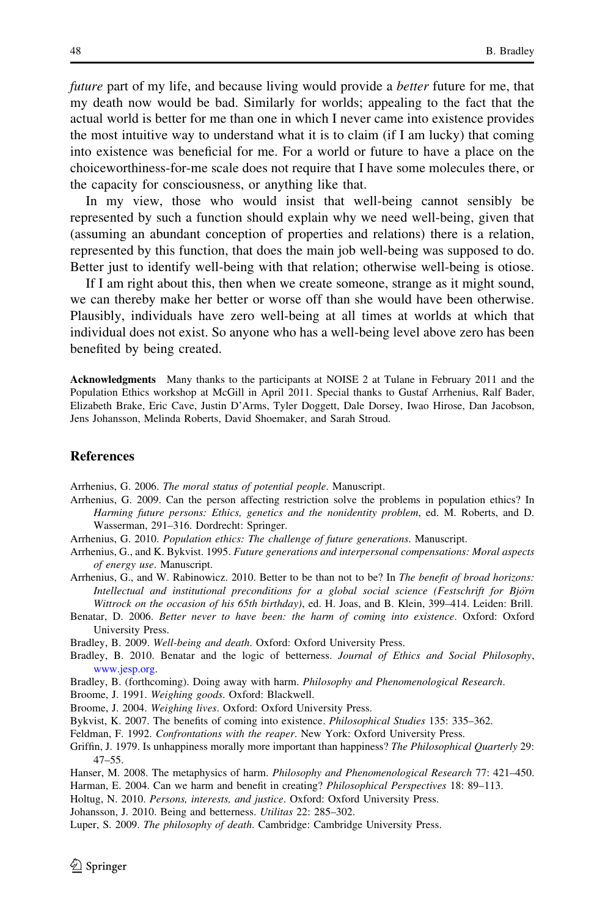*future* part of my life, and because living would provide a *better* future for me, that my death now would be bad. Similarly for worlds; appealing to the fact that the actual world is better for me than one in which I never came into existence provides the most intuitive way to understand what it is to claim (if I am lucky) that coming into existence was beneficial for me. For a world or future to have a place on the choiceworthiness-for-me scale does not require that I have some molecules there, or the capacity for consciousness, or anything like that.

In my view, those who would insist that well-being cannot sensibly be represented by such a function should explain why we need well-being, given that (assuming an abundant conception of properties and relations) there is a relation, represented by this function, that does the main job well-being was supposed to do. Better just to identify well-being with that relation; otherwise well-being is otiose.

If I am right about this, then when we create someone, strange as it might sound, we can thereby make her better or worse off than she would have been otherwise. Plausibly, individuals have zero well-being at all times at worlds at which that individual does not exist. So anyone who has a well-being level above zero has been benefited by being created.

**Acknowledgments** Many thanks to the participants at NOISE 2 at Tulane in February 2011 and the Population Ethics workshop at McGill in April 2011. Special thanks to Gustaf Arrhenius, Ralf Bader, Elizabeth Brake, Eric Cave, Justin D'Arms, Tyler Doggett, Dale Dorsey, Iwao Hirose, Dan Jacobson, Jens Johansson, Melinda Roberts, David Shoemaker, and Sarah Stroud.

## References

Arrhenius, G. 2006. *The moral status of potential people*. Manuscript.

Arrhenius, G. 2009. Can the person affecting restriction solve the problems in population ethics? In *Harming future persons: Ethics, genetics and the nonidentity problem*, ed. M. Roberts, and D. Wasserman, 291–316. Dordrecht: Springer.

Arrhenius, G. 2010. *Population ethics: The challenge of future generations*. Manuscript.

Arrhenius, G., and K. Bykvist. 1995. *Future generations and interpersonal compensations: Moral aspects of energy use*. Manuscript.

Arrhenius, G., and W. Rabinowicz. 2010. Better to be than not to be? In *The benefit of broad horizons: Intellectual and institutional preconditions for a global social science (Festschrift for Björn Wittrock on the occasion of his 65th birthday)*, ed. H. Joas, and B. Klein, 399–414. Leiden: Brill.

Benatar, D. 2006. *Better never to have been: the harm of coming into existence*. Oxford: Oxford University Press.

Bradley, B. 2009. *Well-being and death*. Oxford: Oxford University Press.

Bradley, B. 2010. Benatar and the logic of betterness. *Journal of Ethics and Social Philosophy*, www.jesp.org.

Bradley, B. (forthcoming). Doing away with harm. *Philosophy and Phenomenological Research*.

Broome, J. 1991. *Weighing goods*. Oxford: Blackwell.

Broome, J. 2004. *Weighing lives*. Oxford: Oxford University Press.

Bykvist, K. 2007. The benefits of coming into existence. *Philosophical Studies* 135: 335–362.

Feldman, F. 1992. *Confrontations with the reaper*. New York: Oxford University Press.

Griffin, J. 1979. Is unhappiness morally more important than happiness? *The Philosophical Quarterly* 29: 47–55.

Hanser, M. 2008. The metaphysics of harm. *Philosophy and Phenomenological Research* 77: 421–450.

Harman, E. 2004. Can we harm and benefit in creating? *Philosophical Perspectives* 18: 89–113.

Holtug, N. 2010. *Persons, interests, and justice*. Oxford: Oxford University Press.

Johansson, J. 2010. Being and betterness. *Utilitas* 22: 285–302.

Luper, S. 2009. *The philosophy of death*. Cambridge: Cambridge University Press.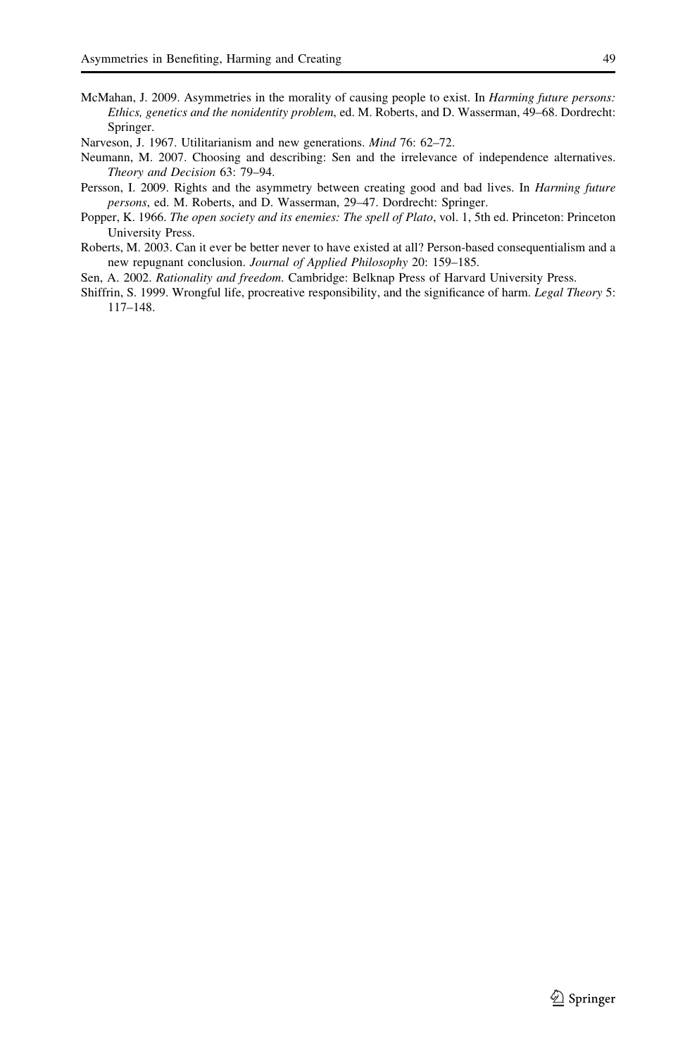McMahan, J. 2009. Asymmetries in the morality of causing people to exist. In *Harming future persons: Ethics, genetics and the nonidentity problem*, ed. M. Roberts, and D. Wasserman, 49–68. Dordrecht: Springer.

Narveson, J. 1967. Utilitarianism and new generations. *Mind* 76: 62–72.

Neumann, M. 2007. Choosing and describing: Sen and the irrelevance of independence alternatives. *Theory and Decision* 63: 79–94.

Persson, I. 2009. Rights and the asymmetry between creating good and bad lives. In *Harming future persons*, ed. M. Roberts, and D. Wasserman, 29–47. Dordrecht: Springer.

Popper, K. 1966. *The open society and its enemies: The spell of Plato*, vol. 1, 5th ed. Princeton: Princeton University Press.

Roberts, M. 2003. Can it ever be better never to have existed at all? Person-based consequentialism and a new repugnant conclusion. *Journal of Applied Philosophy* 20: 159–185.

Sen, A. 2002. *Rationality and freedom*. Cambridge: Belknap Press of Harvard University Press.

Shiffrin, S. 1999. Wrongful life, procreative responsibility, and the significance of harm. *Legal Theory* 5: 117–148.